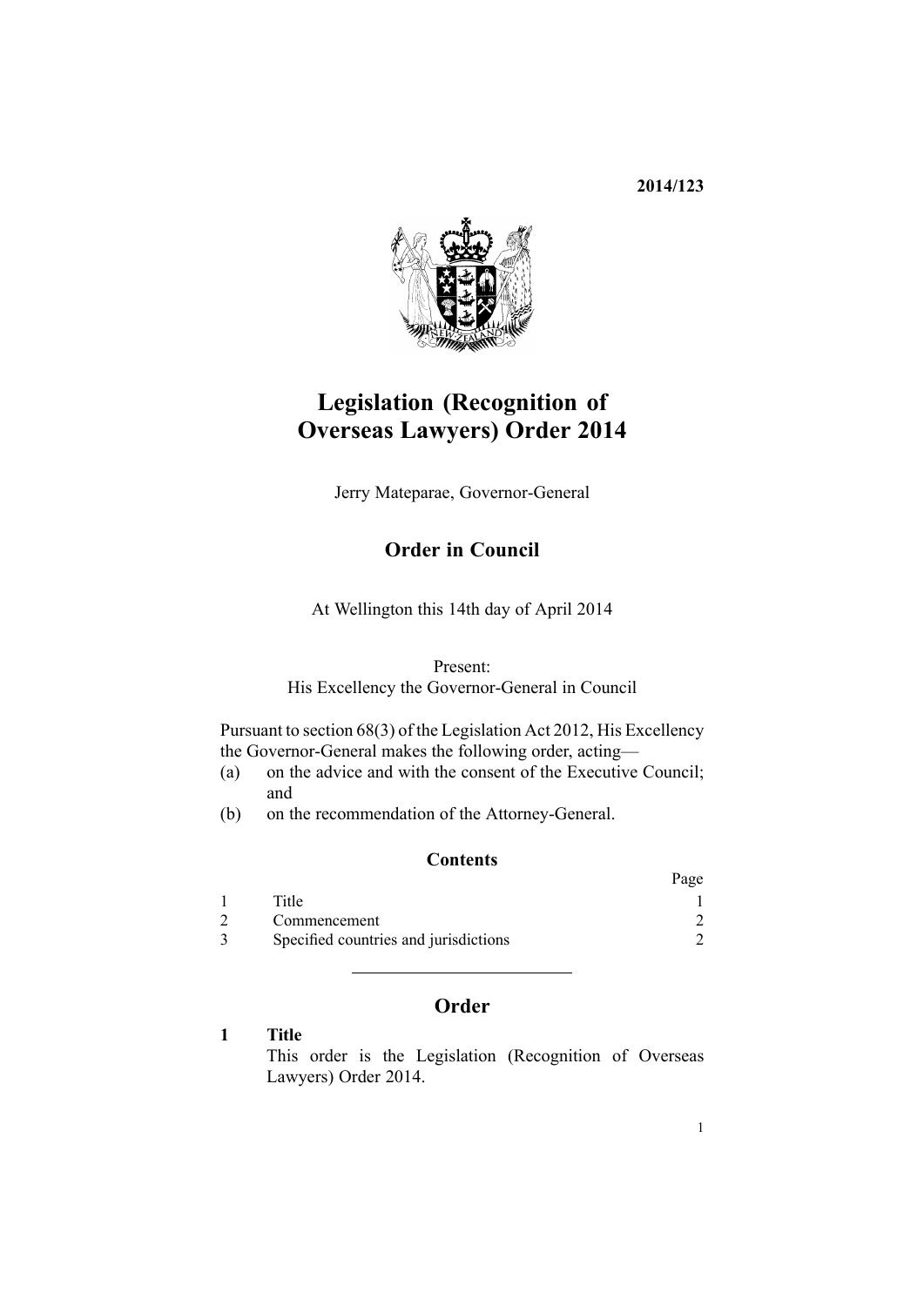**2014/123**

# Legislation (Recognition of Overseas Lawyers) Order 2014

Jerry Mateparae, Governor-General

## Order in Council

At Wellington this 14th day of April 2014

Present:
His Excellency the Governor-General in Council

Pursuant to section 68(3) of the Legislation Act 2012, His Excellency the Governor-General makes the following order, acting—

(a) on the advice and with the consent of the Executive Council; and

(b) on the recommendation of the Attorney-General.

### Contents

| | | Page |
|---|---|---|
| 1 | Title | 1 |
| 2 | Commencement | 2 |
| 3 | Specified countries and jurisdictions | 2 |

## Order

**1 Title**

This order is the Legislation (Recognition of Overseas Lawyers) Order 2014.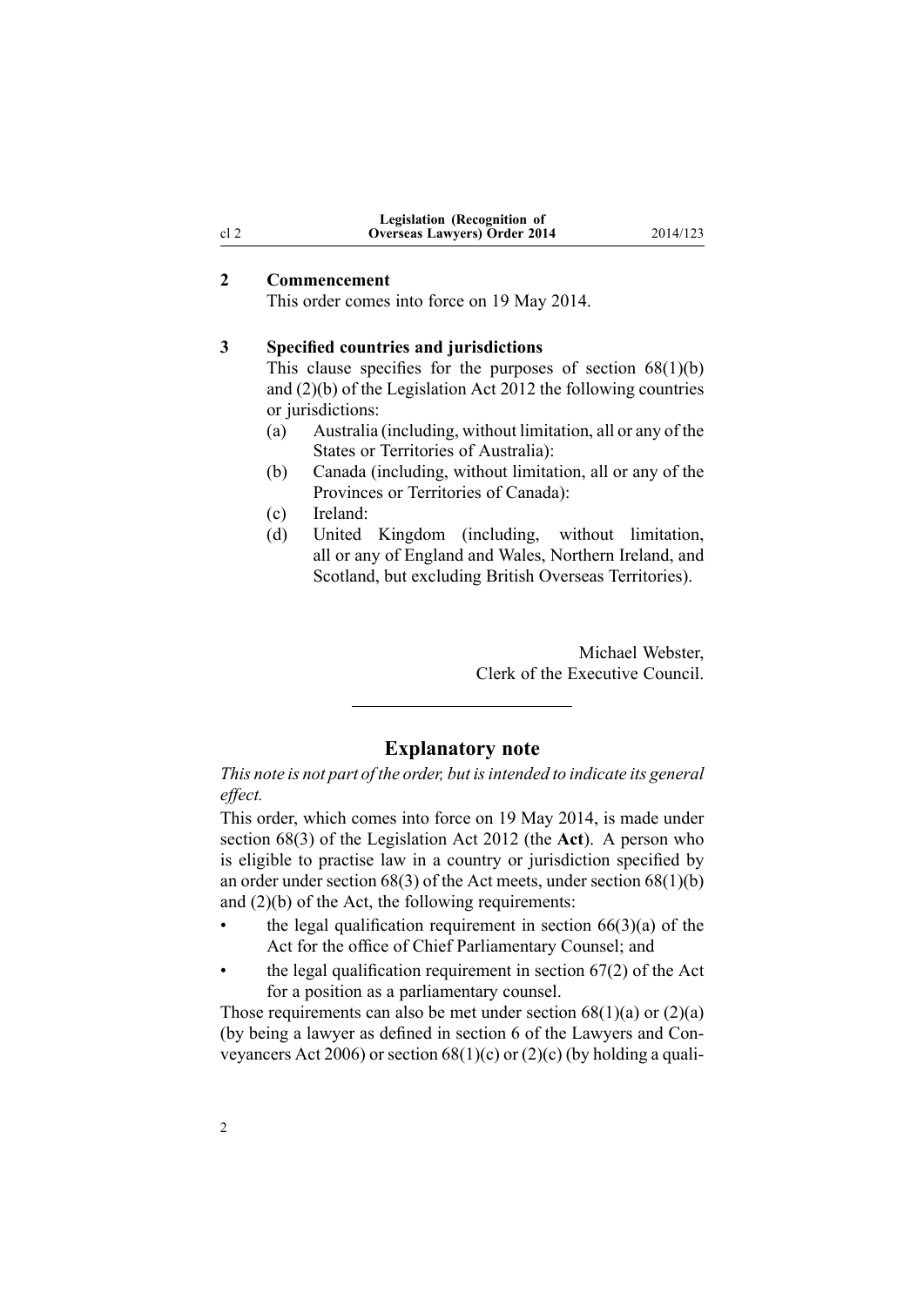## 2 Commencement

This order comes into force on 19 May 2014.

## 3 Specified countries and jurisdictions

This clause specifies for the purposes of section 68(1)(b) and (2)(b) of the Legislation Act 2012 the following countries or jurisdictions:

- (a) Australia (including, without limitation, all or any of the States or Territories of Australia):
- (b) Canada (including, without limitation, all or any of the Provinces or Territories of Canada):
- (c) Ireland:
- (d) United Kingdom (including, without limitation, all or any of England and Wales, Northern Ireland, and Scotland, but excluding British Overseas Territories).

Michael Webster,
Clerk of the Executive Council.

---

## Explanatory note

*This note is not part of the order, but is intended to indicate its general effect.*

This order, which comes into force on 19 May 2014, is made under section 68(3) of the Legislation Act 2012 (the **Act**). A person who is eligible to practise law in a country or jurisdiction specified by an order under section 68(3) of the Act meets, under section 68(1)(b) and (2)(b) of the Act, the following requirements:

- the legal qualification requirement in section 66(3)(a) of the Act for the office of Chief Parliamentary Counsel; and
- the legal qualification requirement in section 67(2) of the Act for a position as a parliamentary counsel.

Those requirements can also be met under section 68(1)(a) or (2)(a) (by being a lawyer as defined in section 6 of the Lawyers and Conveyancers Act 2006) or section 68(1)(c) or (2)(c) (by holding a quali-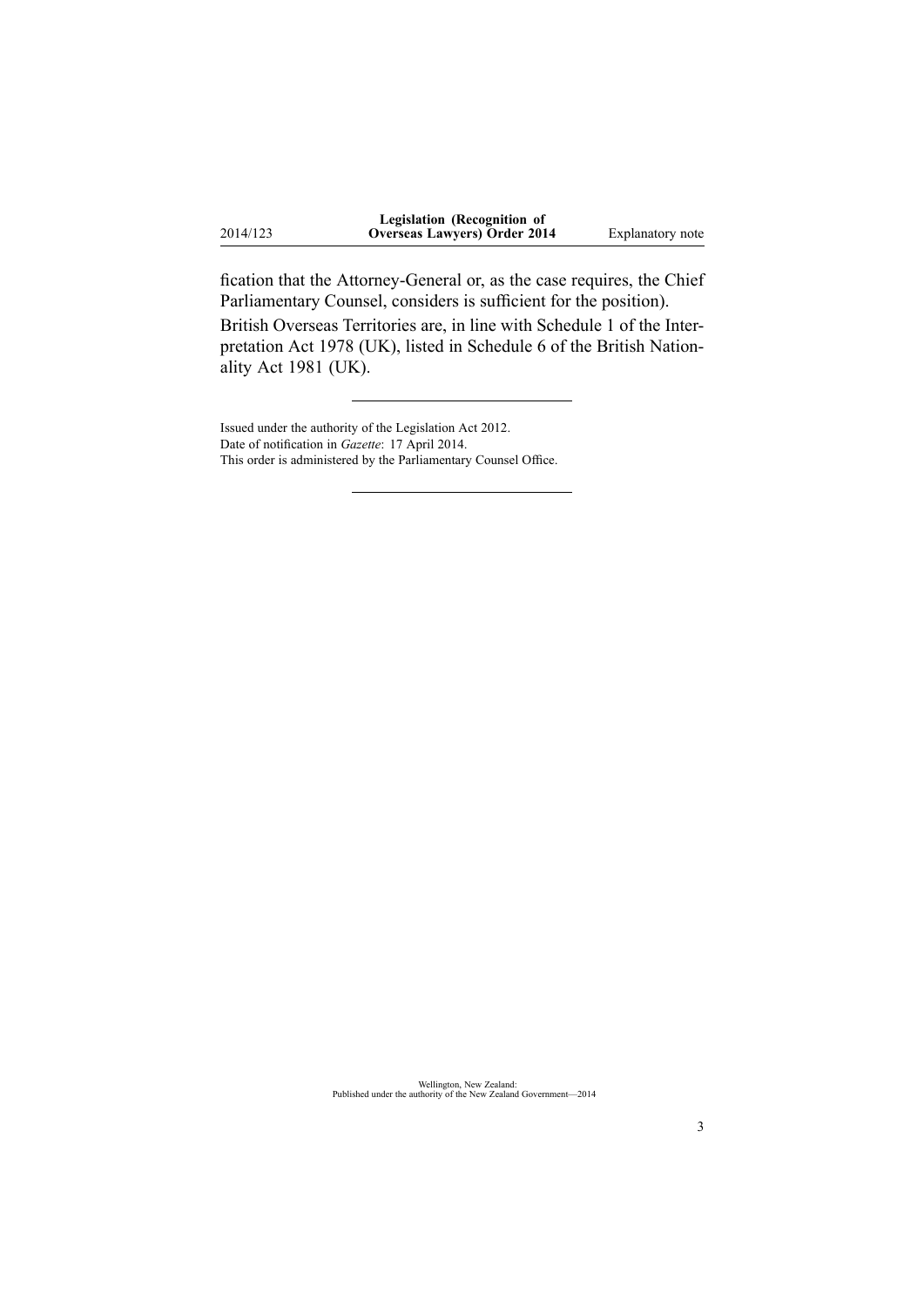fication that the Attorney-General or, as the case requires, the Chief Parliamentary Counsel, considers is sufficient for the position).

British Overseas Territories are, in line with Schedule 1 of the Interpretation Act 1978 (UK), listed in Schedule 6 of the British Nationality Act 1981 (UK).

---

Issued under the authority of the Legislation Act 2012.
Date of notification in *Gazette*: 17 April 2014.
This order is administered by the Parliamentary Counsel Office.

---

Wellington, New Zealand:
Published under the authority of the New Zealand Government—2014